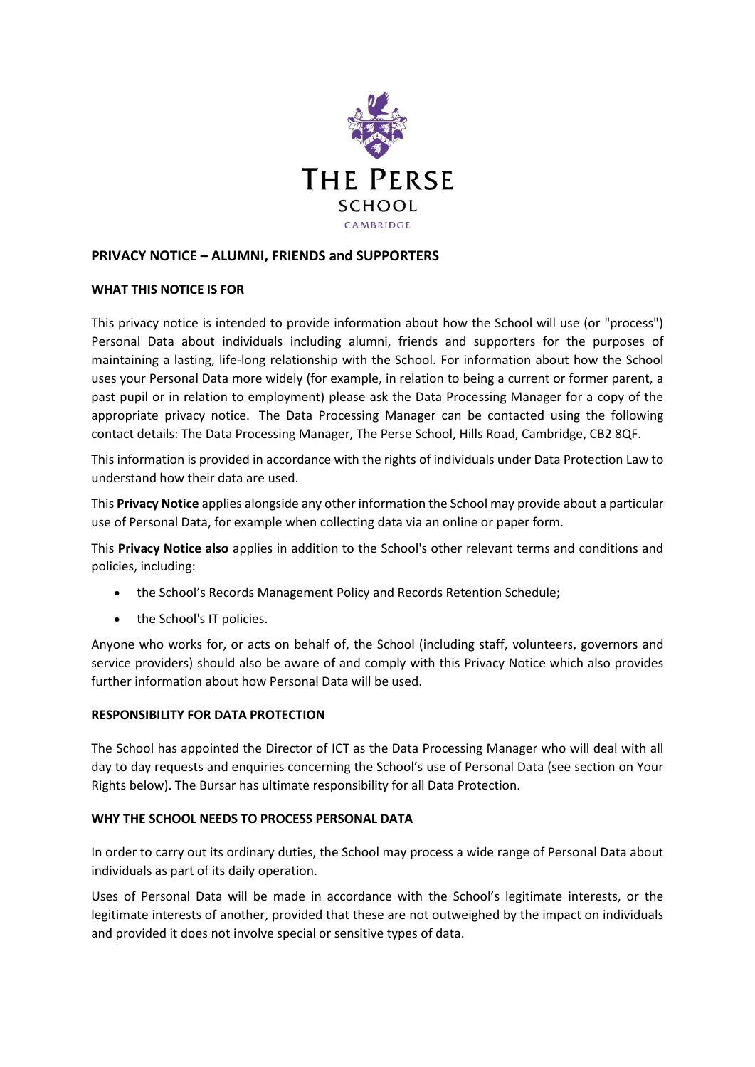THE PERSE SCHOOL CAMBRIDGE

## PRIVACY NOTICE – ALUMNI, FRIENDS and SUPPORTERS

### WHAT THIS NOTICE IS FOR

This privacy notice is intended to provide information about how the School will use (or "process") Personal Data about individuals including alumni, friends and supporters for the purposes of maintaining a lasting, life-long relationship with the School. For information about how the School uses your Personal Data more widely (for example, in relation to being a current or former parent, a past pupil or in relation to employment) please ask the Data Processing Manager for a copy of the appropriate privacy notice. The Data Processing Manager can be contacted using the following contact details: The Data Processing Manager, The Perse School, Hills Road, Cambridge, CB2 8QF.

This information is provided in accordance with the rights of individuals under Data Protection Law to understand how their data are used.

This **Privacy Notice** applies alongside any other information the School may provide about a particular use of Personal Data, for example when collecting data via an online or paper form.

This **Privacy Notice also** applies in addition to the School's other relevant terms and conditions and policies, including:

- the School's Records Management Policy and Records Retention Schedule;
- the School's IT policies.

Anyone who works for, or acts on behalf of, the School (including staff, volunteers, governors and service providers) should also be aware of and comply with this Privacy Notice which also provides further information about how Personal Data will be used.

### RESPONSIBILITY FOR DATA PROTECTION

The School has appointed the Director of ICT as the Data Processing Manager who will deal with all day to day requests and enquiries concerning the School's use of Personal Data (see section on Your Rights below). The Bursar has ultimate responsibility for all Data Protection.

### WHY THE SCHOOL NEEDS TO PROCESS PERSONAL DATA

In order to carry out its ordinary duties, the School may process a wide range of Personal Data about individuals as part of its daily operation.

Uses of Personal Data will be made in accordance with the School's legitimate interests, or the legitimate interests of another, provided that these are not outweighed by the impact on individuals and provided it does not involve special or sensitive types of data.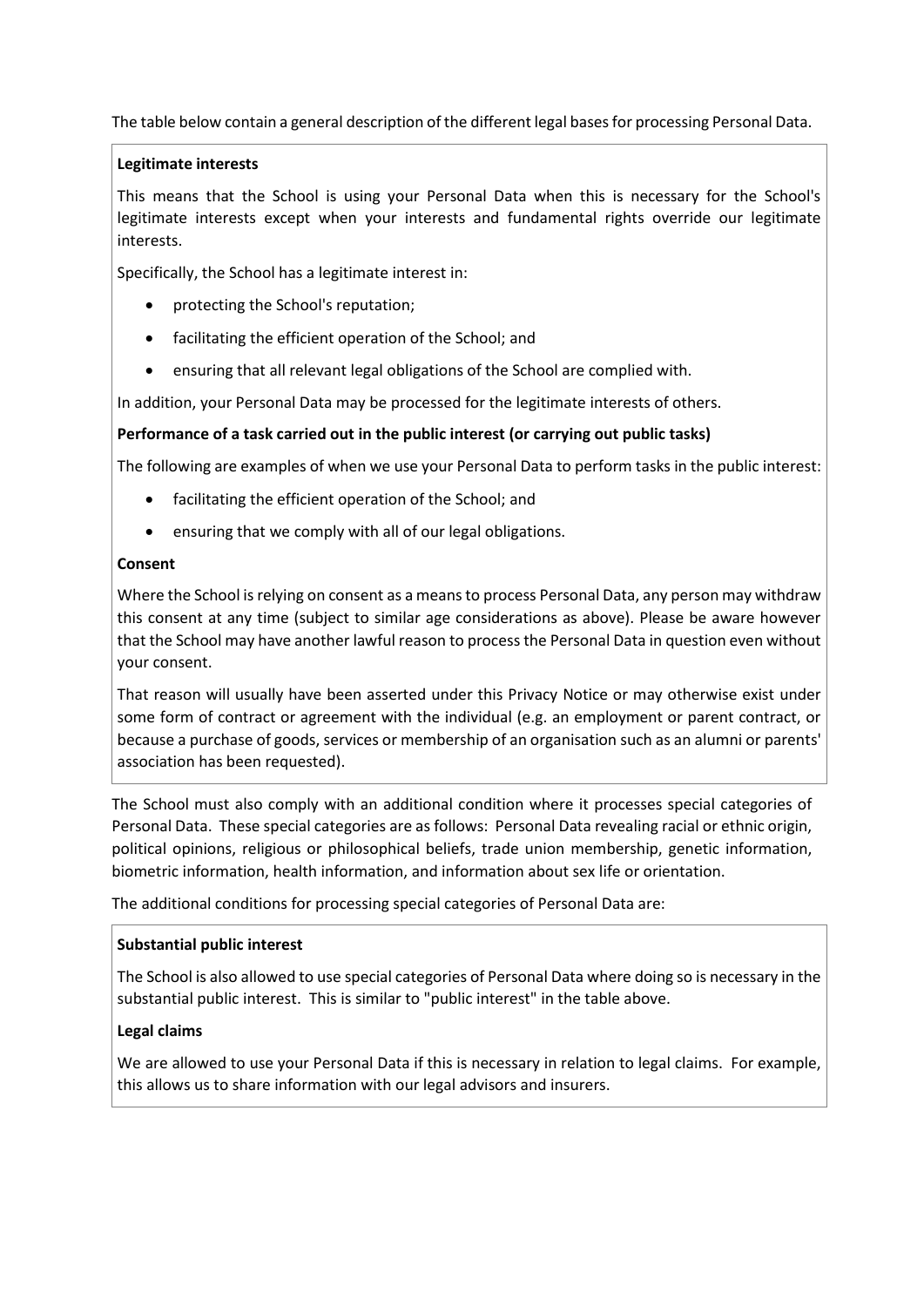The table below contain a general description of the different legal bases for processing Personal Data.

**Legitimate interests**

This means that the School is using your Personal Data when this is necessary for the School's legitimate interests except when your interests and fundamental rights override our legitimate interests.

Specifically, the School has a legitimate interest in:

- protecting the School's reputation;
- facilitating the efficient operation of the School; and
- ensuring that all relevant legal obligations of the School are complied with.

In addition, your Personal Data may be processed for the legitimate interests of others.

**Performance of a task carried out in the public interest (or carrying out public tasks)**

The following are examples of when we use your Personal Data to perform tasks in the public interest:

- facilitating the efficient operation of the School; and
- ensuring that we comply with all of our legal obligations.

**Consent**

Where the School is relying on consent as a means to process Personal Data, any person may withdraw this consent at any time (subject to similar age considerations as above). Please be aware however that the School may have another lawful reason to process the Personal Data in question even without your consent.

That reason will usually have been asserted under this Privacy Notice or may otherwise exist under some form of contract or agreement with the individual (e.g. an employment or parent contract, or because a purchase of goods, services or membership of an organisation such as an alumni or parents' association has been requested).

The School must also comply with an additional condition where it processes special categories of Personal Data. These special categories are as follows: Personal Data revealing racial or ethnic origin, political opinions, religious or philosophical beliefs, trade union membership, genetic information, biometric information, health information, and information about sex life or orientation.

The additional conditions for processing special categories of Personal Data are:

**Substantial public interest**

The School is also allowed to use special categories of Personal Data where doing so is necessary in the substantial public interest. This is similar to "public interest" in the table above.

**Legal claims**

We are allowed to use your Personal Data if this is necessary in relation to legal claims. For example, this allows us to share information with our legal advisors and insurers.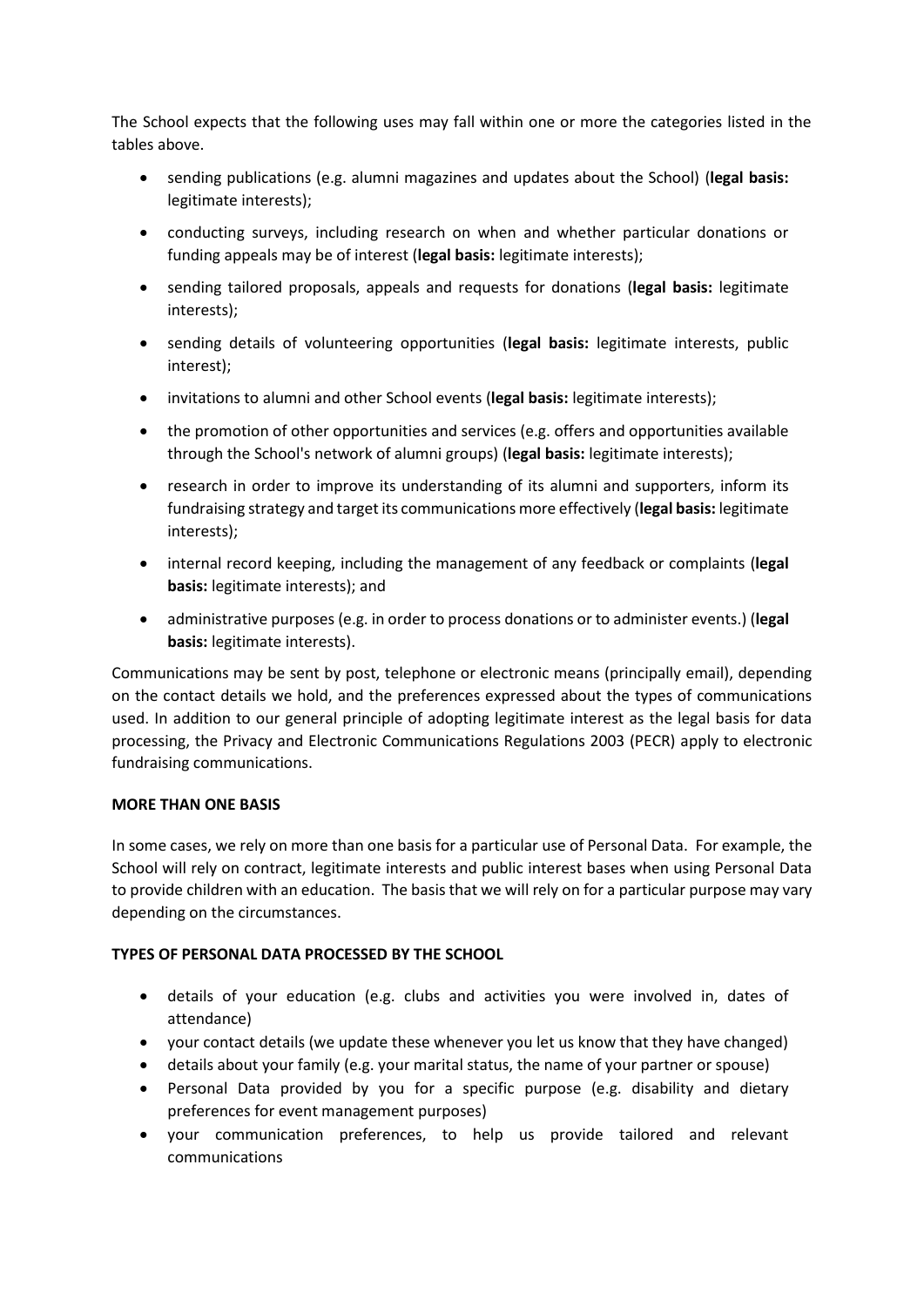The School expects that the following uses may fall within one or more the categories listed in the tables above.

- sending publications (e.g. alumni magazines and updates about the School) (**legal basis:** legitimate interests);
- conducting surveys, including research on when and whether particular donations or funding appeals may be of interest (**legal basis:** legitimate interests);
- sending tailored proposals, appeals and requests for donations (**legal basis:** legitimate interests);
- sending details of volunteering opportunities (**legal basis:** legitimate interests, public interest);
- invitations to alumni and other School events (**legal basis:** legitimate interests);
- the promotion of other opportunities and services (e.g. offers and opportunities available through the School's network of alumni groups) (**legal basis:** legitimate interests);
- research in order to improve its understanding of its alumni and supporters, inform its fundraising strategy and target its communications more effectively (**legal basis:** legitimate interests);
- internal record keeping, including the management of any feedback or complaints (**legal basis:** legitimate interests); and
- administrative purposes (e.g. in order to process donations or to administer events.) (**legal basis:** legitimate interests).

Communications may be sent by post, telephone or electronic means (principally email), depending on the contact details we hold, and the preferences expressed about the types of communications used. In addition to our general principle of adopting legitimate interest as the legal basis for data processing, the Privacy and Electronic Communications Regulations 2003 (PECR) apply to electronic fundraising communications.

**MORE THAN ONE BASIS**

In some cases, we rely on more than one basis for a particular use of Personal Data. For example, the School will rely on contract, legitimate interests and public interest bases when using Personal Data to provide children with an education. The basis that we will rely on for a particular purpose may vary depending on the circumstances.

**TYPES OF PERSONAL DATA PROCESSED BY THE SCHOOL**

- details of your education (e.g. clubs and activities you were involved in, dates of attendance)
- your contact details (we update these whenever you let us know that they have changed)
- details about your family (e.g. your marital status, the name of your partner or spouse)
- Personal Data provided by you for a specific purpose (e.g. disability and dietary preferences for event management purposes)
- your communication preferences, to help us provide tailored and relevant communications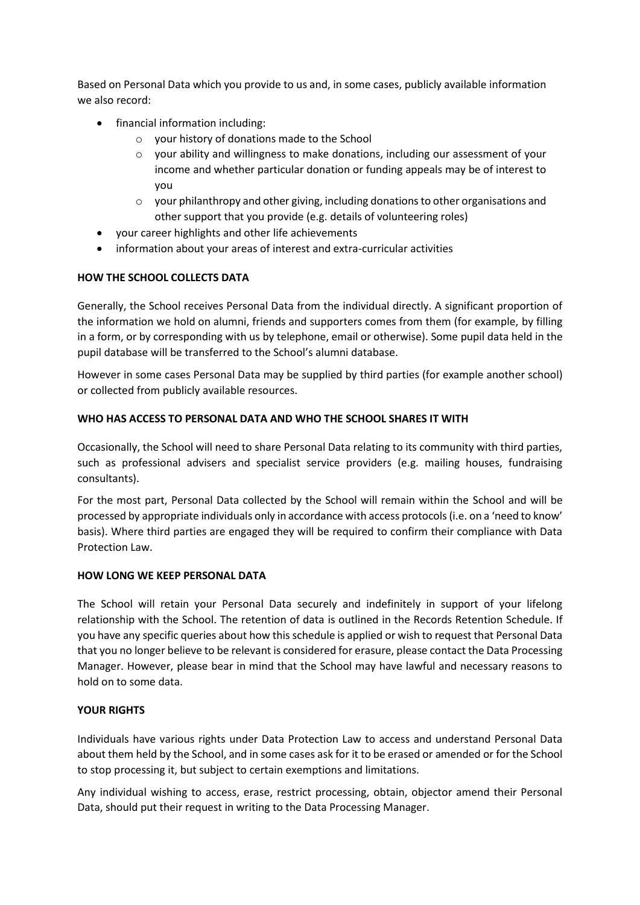Based on Personal Data which you provide to us and, in some cases, publicly available information we also record:

- financial information including:
  - your history of donations made to the School
  - your ability and willingness to make donations, including our assessment of your income and whether particular donation or funding appeals may be of interest to you
  - your philanthropy and other giving, including donations to other organisations and other support that you provide (e.g. details of volunteering roles)
- your career highlights and other life achievements
- information about your areas of interest and extra-curricular activities

**HOW THE SCHOOL COLLECTS DATA**

Generally, the School receives Personal Data from the individual directly. A significant proportion of the information we hold on alumni, friends and supporters comes from them (for example, by filling in a form, or by corresponding with us by telephone, email or otherwise). Some pupil data held in the pupil database will be transferred to the School's alumni database.

However in some cases Personal Data may be supplied by third parties (for example another school) or collected from publicly available resources.

**WHO HAS ACCESS TO PERSONAL DATA AND WHO THE SCHOOL SHARES IT WITH**

Occasionally, the School will need to share Personal Data relating to its community with third parties, such as professional advisers and specialist service providers (e.g. mailing houses, fundraising consultants).

For the most part, Personal Data collected by the School will remain within the School and will be processed by appropriate individuals only in accordance with access protocols (i.e. on a 'need to know' basis). Where third parties are engaged they will be required to confirm their compliance with Data Protection Law.

**HOW LONG WE KEEP PERSONAL DATA**

The School will retain your Personal Data securely and indefinitely in support of your lifelong relationship with the School. The retention of data is outlined in the Records Retention Schedule. If you have any specific queries about how this schedule is applied or wish to request that Personal Data that you no longer believe to be relevant is considered for erasure, please contact the Data Processing Manager. However, please bear in mind that the School may have lawful and necessary reasons to hold on to some data.

**YOUR RIGHTS**

Individuals have various rights under Data Protection Law to access and understand Personal Data about them held by the School, and in some cases ask for it to be erased or amended or for the School to stop processing it, but subject to certain exemptions and limitations.

Any individual wishing to access, erase, restrict processing, obtain, objector amend their Personal Data, should put their request in writing to the Data Processing Manager.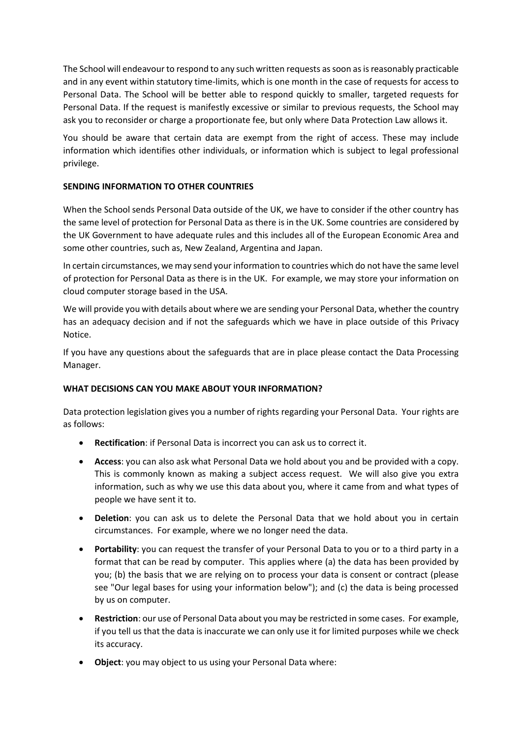The School will endeavour to respond to any such written requests as soon as is reasonably practicable and in any event within statutory time-limits, which is one month in the case of requests for access to Personal Data. The School will be better able to respond quickly to smaller, targeted requests for Personal Data. If the request is manifestly excessive or similar to previous requests, the School may ask you to reconsider or charge a proportionate fee, but only where Data Protection Law allows it.

You should be aware that certain data are exempt from the right of access. These may include information which identifies other individuals, or information which is subject to legal professional privilege.

**SENDING INFORMATION TO OTHER COUNTRIES**

When the School sends Personal Data outside of the UK, we have to consider if the other country has the same level of protection for Personal Data as there is in the UK. Some countries are considered by the UK Government to have adequate rules and this includes all of the European Economic Area and some other countries, such as, New Zealand, Argentina and Japan.

In certain circumstances, we may send your information to countries which do not have the same level of protection for Personal Data as there is in the UK. For example, we may store your information on cloud computer storage based in the USA.

We will provide you with details about where we are sending your Personal Data, whether the country has an adequacy decision and if not the safeguards which we have in place outside of this Privacy Notice.

If you have any questions about the safeguards that are in place please contact the Data Processing Manager.

**WHAT DECISIONS CAN YOU MAKE ABOUT YOUR INFORMATION?**

Data protection legislation gives you a number of rights regarding your Personal Data. Your rights are as follows:

- **Rectification**: if Personal Data is incorrect you can ask us to correct it.
- **Access**: you can also ask what Personal Data we hold about you and be provided with a copy. This is commonly known as making a subject access request. We will also give you extra information, such as why we use this data about you, where it came from and what types of people we have sent it to.
- **Deletion**: you can ask us to delete the Personal Data that we hold about you in certain circumstances. For example, where we no longer need the data.
- **Portability**: you can request the transfer of your Personal Data to you or to a third party in a format that can be read by computer. This applies where (a) the data has been provided by you; (b) the basis that we are relying on to process your data is consent or contract (please see "Our legal bases for using your information below"); and (c) the data is being processed by us on computer.
- **Restriction**: our use of Personal Data about you may be restricted in some cases. For example, if you tell us that the data is inaccurate we can only use it for limited purposes while we check its accuracy.
- **Object**: you may object to us using your Personal Data where: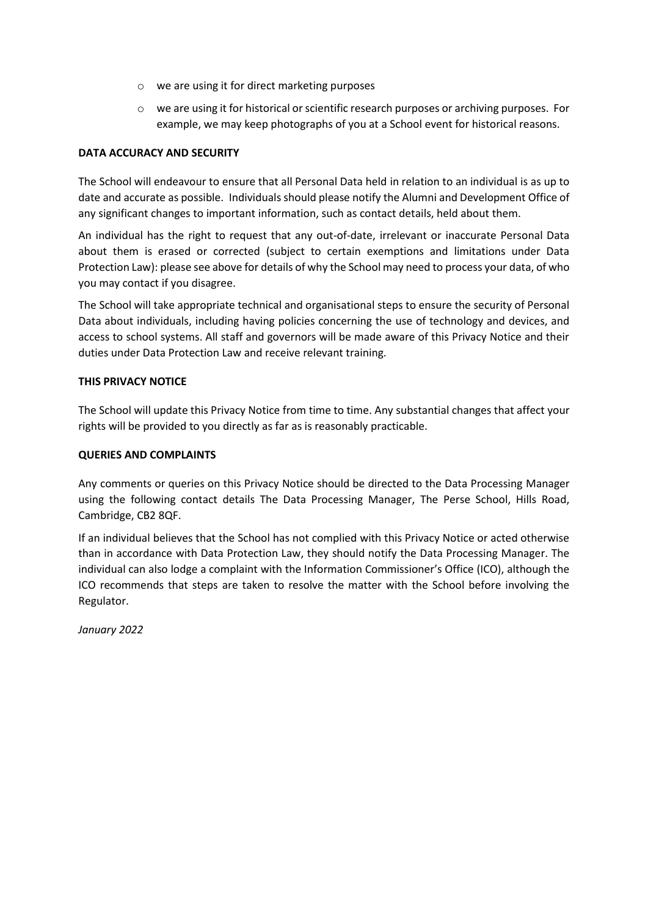- we are using it for direct marketing purposes
- we are using it for historical or scientific research purposes or archiving purposes. For example, we may keep photographs of you at a School event for historical reasons.

**DATA ACCURACY AND SECURITY**

The School will endeavour to ensure that all Personal Data held in relation to an individual is as up to date and accurate as possible. Individuals should please notify the Alumni and Development Office of any significant changes to important information, such as contact details, held about them.

An individual has the right to request that any out-of-date, irrelevant or inaccurate Personal Data about them is erased or corrected (subject to certain exemptions and limitations under Data Protection Law): please see above for details of why the School may need to process your data, of who you may contact if you disagree.

The School will take appropriate technical and organisational steps to ensure the security of Personal Data about individuals, including having policies concerning the use of technology and devices, and access to school systems. All staff and governors will be made aware of this Privacy Notice and their duties under Data Protection Law and receive relevant training.

**THIS PRIVACY NOTICE**

The School will update this Privacy Notice from time to time. Any substantial changes that affect your rights will be provided to you directly as far as is reasonably practicable.

**QUERIES AND COMPLAINTS**

Any comments or queries on this Privacy Notice should be directed to the Data Processing Manager using the following contact details The Data Processing Manager, The Perse School, Hills Road, Cambridge, CB2 8QF.

If an individual believes that the School has not complied with this Privacy Notice or acted otherwise than in accordance with Data Protection Law, they should notify the Data Processing Manager. The individual can also lodge a complaint with the Information Commissioner's Office (ICO), although the ICO recommends that steps are taken to resolve the matter with the School before involving the Regulator.

*January 2022*